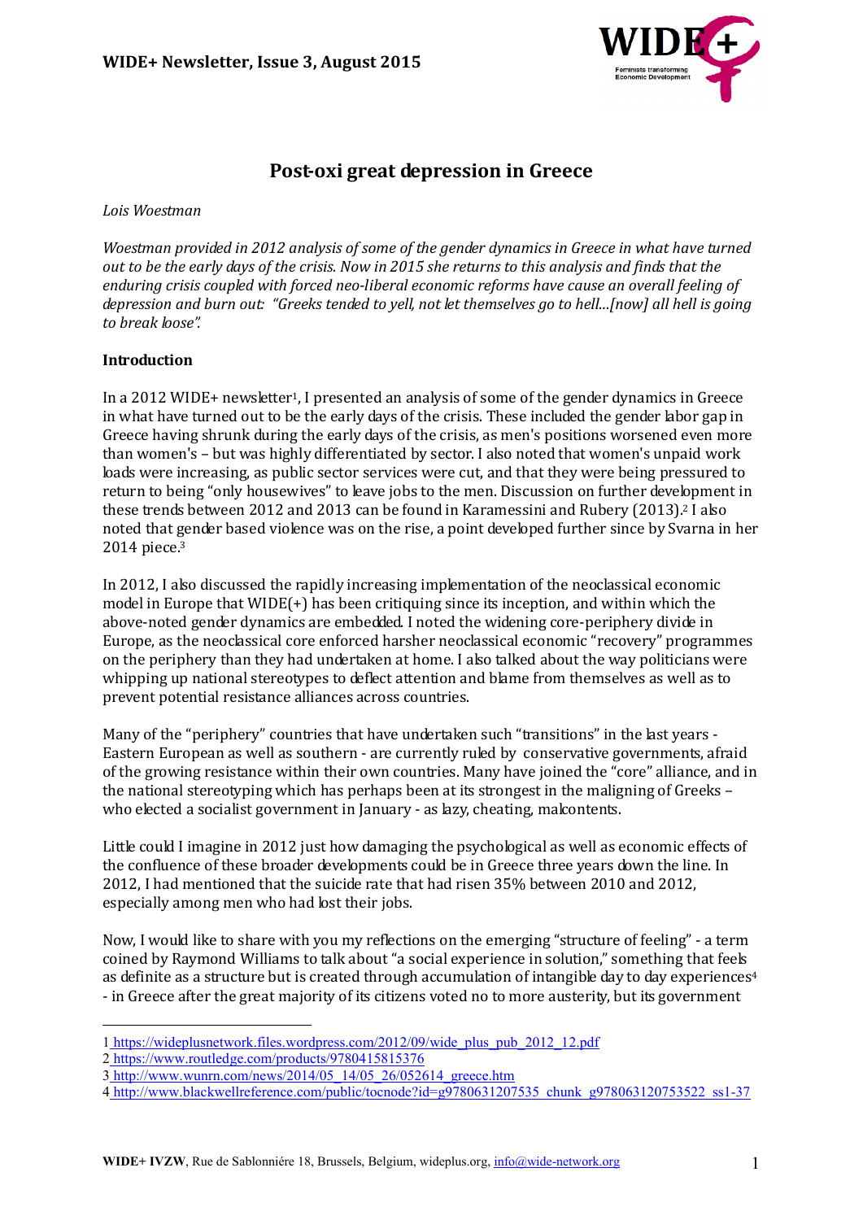# Post-oxi great depression in Greece

*Lois Woestman*

*Woestman provided in 2012 analysis of some of the gender dynamics in Greece in what have turned out to be the early days of the crisis. Now in 2015 she returns to this analysis and finds that the enduring crisis coupled with forced neo-liberal economic reforms have cause an overall feeling of depression and burn out: "Greeks tended to yell, not let themselves go to hell...[now] all hell is going to break loose".*

**Introduction**

In a 2012 WIDE+ newsletter[1], I presented an analysis of some of the gender dynamics in Greece in what have turned out to be the early days of the crisis. These included the gender labor gap in Greece having shrunk during the early days of the crisis, as men's positions worsened even more than women's – but was highly differentiated by sector. I also noted that women's unpaid work loads were increasing, as public sector services were cut, and that they were being pressured to return to being "only housewives" to leave jobs to the men. Discussion on further development in these trends between 2012 and 2013 can be found in Karamessini and Rubery (2013).[2] I also noted that gender based violence was on the rise, a point developed further since by Svarna in her 2014 piece.[3]

In 2012, I also discussed the rapidly increasing implementation of the neoclassical economic model in Europe that WIDE(+) has been critiquing since its inception, and within which the above-noted gender dynamics are embedded. I noted the widening core-periphery divide in Europe, as the neoclassical core enforced harsher neoclassical economic "recovery" programmes on the periphery than they had undertaken at home. I also talked about the way politicians were whipping up national stereotypes to deflect attention and blame from themselves as well as to prevent potential resistance alliances across countries.

Many of the "periphery" countries that have undertaken such "transitions" in the last years - Eastern European as well as southern - are currently ruled by conservative governments, afraid of the growing resistance within their own countries. Many have joined the "core" alliance, and in the national stereotyping which has perhaps been at its strongest in the maligning of Greeks – who elected a socialist government in January - as lazy, cheating, malcontents.

Little could I imagine in 2012 just how damaging the psychological as well as economic effects of the confluence of these broader developments could be in Greece three years down the line. In 2012, I had mentioned that the suicide rate that had risen 35% between 2010 and 2012, especially among men who had lost their jobs.

Now, I would like to share with you my reflections on the emerging "structure of feeling" - a term coined by Raymond Williams to talk about "a social experience in solution," something that feels as definite as a structure but is created through accumulation of intangible day to day experiences[4] - in Greece after the great majority of its citizens voted no to more austerity, but its government

---

1 https://wideplusnetwork.files.wordpress.com/2012/09/wide_plus_pub_2012_12.pdf

2 https://www.routledge.com/products/9780415815376

3 http://www.wunrn.com/news/2014/05_14/05_26/052614_greece.htm

4 http://www.blackwellreference.com/public/tocnode?id=g9780631207535_chunk_g978063120753522_ss1-37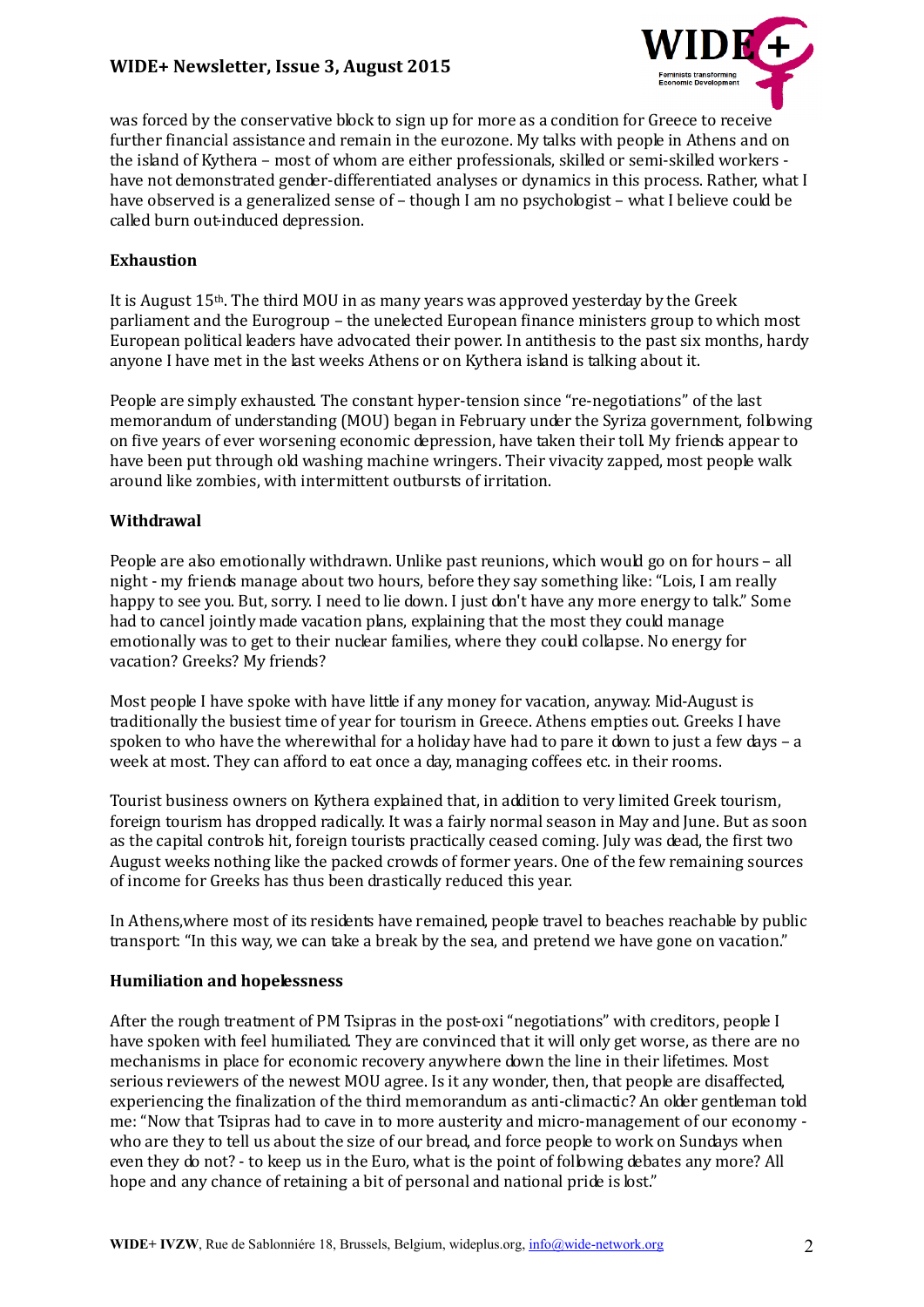was forced by the conservative block to sign up for more as a condition for Greece to receive further financial assistance and remain in the eurozone. My talks with people in Athens and on the island of Kythera – most of whom are either professionals, skilled or semi-skilled workers - have not demonstrated gender-differentiated analyses or dynamics in this process. Rather, what I have observed is a generalized sense of – though I am no psychologist – what I believe could be called burn out-induced depression.

**Exhaustion**

It is August 15th. The third MOU in as many years was approved yesterday by the Greek parliament and the Eurogroup – the unelected European finance ministers group to which most European political leaders have advocated their power. In antithesis to the past six months, hardy anyone I have met in the last weeks Athens or on Kythera island is talking about it.

People are simply exhausted. The constant hyper-tension since "re-negotiations" of the last memorandum of understanding (MOU) began in February under the Syriza government, following on five years of ever worsening economic depression, have taken their toll. My friends appear to have been put through old washing machine wringers. Their vivacity zapped, most people walk around like zombies, with intermittent outbursts of irritation.

**Withdrawal**

People are also emotionally withdrawn. Unlike past reunions, which would go on for hours – all night - my friends manage about two hours, before they say something like: "Lois, I am really happy to see you. But, sorry. I need to lie down. I just don't have any more energy to talk." Some had to cancel jointly made vacation plans, explaining that the most they could manage emotionally was to get to their nuclear families, where they could collapse. No energy for vacation? Greeks? My friends?

Most people I have spoke with have little if any money for vacation, anyway. Mid-August is traditionally the busiest time of year for tourism in Greece. Athens empties out. Greeks I have spoken to who have the wherewithal for a holiday have had to pare it down to just a few days – a week at most. They can afford to eat once a day, managing coffees etc. in their rooms.

Tourist business owners on Kythera explained that, in addition to very limited Greek tourism, foreign tourism has dropped radically. It was a fairly normal season in May and June. But as soon as the capital controls hit, foreign tourists practically ceased coming. July was dead, the first two August weeks nothing like the packed crowds of former years. One of the few remaining sources of income for Greeks has thus been drastically reduced this year.

In Athens,where most of its residents have remained, people travel to beaches reachable by public transport: "In this way, we can take a break by the sea, and pretend we have gone on vacation."

**Humiliation and hopelessness**

After the rough treatment of PM Tsipras in the post-oxi "negotiations" with creditors, people I have spoken with feel humiliated. They are convinced that it will only get worse, as there are no mechanisms in place for economic recovery anywhere down the line in their lifetimes. Most serious reviewers of the newest MOU agree. Is it any wonder, then, that people are disaffected, experiencing the finalization of the third memorandum as anti-climactic? An older gentleman told me: "Now that Tsipras had to cave in to more austerity and micro-management of our economy - who are they to tell us about the size of our bread, and force people to work on Sundays when even they do not? - to keep us in the Euro, what is the point of following debates any more? All hope and any chance of retaining a bit of personal and national pride is lost."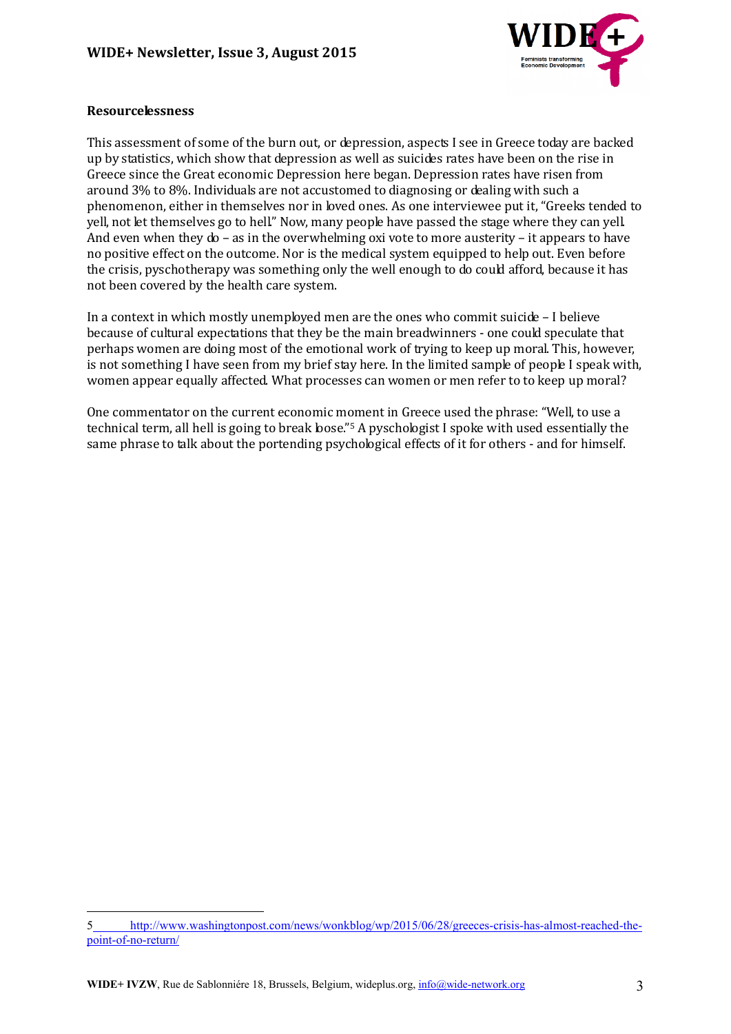**Resourcelessness**

This assessment of some of the burn out, or depression, aspects I see in Greece today are backed up by statistics, which show that depression as well as suicides rates have been on the rise in Greece since the Great economic Depression here began. Depression rates have risen from around 3% to 8%. Individuals are not accustomed to diagnosing or dealing with such a phenomenon, either in themselves nor in loved ones. As one interviewee put it, "Greeks tended to yell, not let themselves go to hell." Now, many people have passed the stage where they can yell. And even when they do – as in the overwhelming oxi vote to more austerity – it appears to have no positive effect on the outcome. Nor is the medical system equipped to help out. Even before the crisis, pyschotherapy was something only the well enough to do could afford, because it has not been covered by the health care system.

In a context in which mostly unemployed men are the ones who commit suicide – I believe because of cultural expectations that they be the main breadwinners - one could speculate that perhaps women are doing most of the emotional work of trying to keep up moral. This, however, is not something I have seen from my brief stay here. In the limited sample of people I speak with, women appear equally affected. What processes can women or men refer to to keep up moral?

One commentator on the current economic moment in Greece used the phrase: "Well, to use a technical term, all hell is going to break loose."[5] A pyschologist I spoke with used essentially the same phrase to talk about the portending psychological effects of it for others - and for himself.

---

5 http://www.washingtonpost.com/news/wonkblog/wp/2015/06/28/greeces-crisis-has-almost-reached-the-point-of-no-return/

**WIDE+ IVZW**, Rue de Sablonniére 18, Brussels, Belgium, wideplus.org, info@wide-network.org